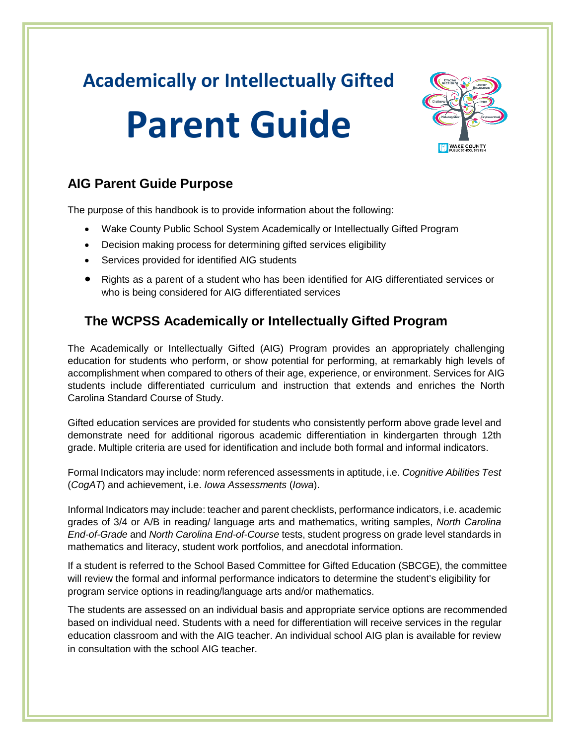# Academically or Intellectually Gifted

# Parent Guide

## AIG Parent Guide Purpose

The purpose of this handbook is to provide information about the following:

- Wake County Public School System Academically or Intellectually Gifted Program
- Decision making process for determining gifted services eligibility
- Services provided for identified AIG students
- Rights as a parent of a student who has been identified for AIG differentiated services or who is being considered for AIG differentiated services

## The WCPSS Academically or Intellectually Gifted Program

The Academically or Intellectually Gifted (AIG) Program provides an appropriately challenging education for students who perform, or show potential for performing, at remarkably high levels of accomplishment when compared to others of their age, experience, or environment. Services for AIG students include differentiated curriculum and instruction that extends and enriches the North Carolina Standard Course of Study.

Gifted education services are provided for students who consistently perform above grade level and demonstrate need for additional rigorous academic differentiation in kindergarten through 12th grade. Multiple criteria are used for identification and include both formal and informal indicators.

Formal Indicators may include: norm referenced assessments in aptitude, i.e. *Cognitive Abilities Test* (*CogAT*) and achievement, i.e. *Iowa Assessments* (*Iowa*).

Informal Indicators may include: teacher and parent checklists, performance indicators, i.e. academic grades of 3/4 or A/B in reading/ language arts and mathematics, writing samples, *North Carolina End-of-Grade* and *North Carolina End-of-Course* tests, student progress on grade level standards in mathematics and literacy, student work portfolios, and anecdotal information.

If a student is referred to the School Based Committee for Gifted Education (SBCGE), the committee will review the formal and informal performance indicators to determine the student's eligibility for program service options in reading/language arts and/or mathematics.

The students are assessed on an individual basis and appropriate service options are recommended based on individual need. Students with a need for differentiation will receive services in the regular education classroom and with the AIG teacher. An individual school AIG plan is available for review in consultation with the school AIG teacher.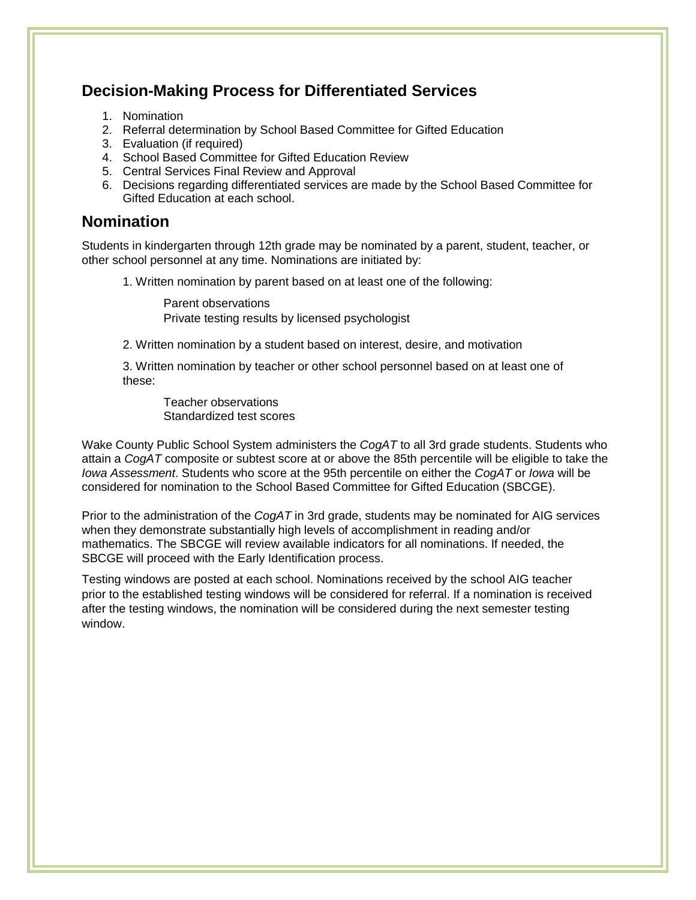## Decision-Making Process for Differentiated Services

1. Nomination
2. Referral determination by School Based Committee for Gifted Education
3. Evaluation (if required)
4. School Based Committee for Gifted Education Review
5. Central Services Final Review and Approval
6. Decisions regarding differentiated services are made by the School Based Committee for Gifted Education at each school.

## Nomination

Students in kindergarten through 12th grade may be nominated by a parent, student, teacher, or other school personnel at any time. Nominations are initiated by:

1. Written nomination by parent based on at least one of the following:

    Parent observations
    Private testing results by licensed psychologist

2. Written nomination by a student based on interest, desire, and motivation

3. Written nomination by teacher or other school personnel based on at least one of these:

    Teacher observations
    Standardized test scores

Wake County Public School System administers the *CogAT* to all 3rd grade students. Students who attain a *CogAT* composite or subtest score at or above the 85th percentile will be eligible to take the *Iowa Assessment*. Students who score at the 95th percentile on either the *CogAT* or *Iowa* will be considered for nomination to the School Based Committee for Gifted Education (SBCGE).

Prior to the administration of the *CogAT* in 3rd grade, students may be nominated for AIG services when they demonstrate substantially high levels of accomplishment in reading and/or mathematics. The SBCGE will review available indicators for all nominations. If needed, the SBCGE will proceed with the Early Identification process.

Testing windows are posted at each school. Nominations received by the school AIG teacher prior to the established testing windows will be considered for referral. If a nomination is received after the testing windows, the nomination will be considered during the next semester testing window.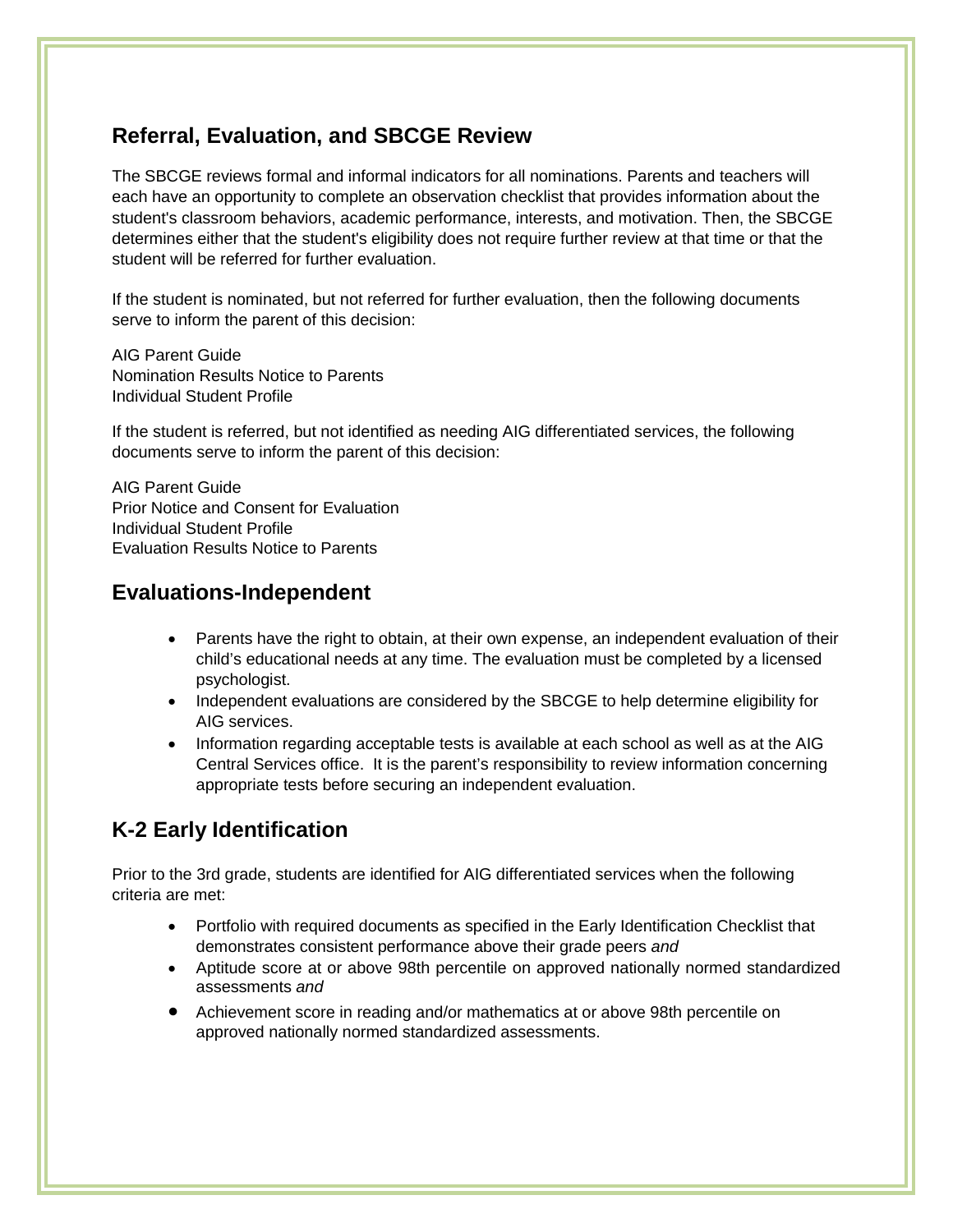## Referral, Evaluation, and SBCGE Review

The SBCGE reviews formal and informal indicators for all nominations. Parents and teachers will each have an opportunity to complete an observation checklist that provides information about the student's classroom behaviors, academic performance, interests, and motivation. Then, the SBCGE determines either that the student's eligibility does not require further review at that time or that the student will be referred for further evaluation.

If the student is nominated, but not referred for further evaluation, then the following documents serve to inform the parent of this decision:

AIG Parent Guide
Nomination Results Notice to Parents
Individual Student Profile

If the student is referred, but not identified as needing AIG differentiated services, the following documents serve to inform the parent of this decision:

AIG Parent Guide
Prior Notice and Consent for Evaluation
Individual Student Profile
Evaluation Results Notice to Parents

## Evaluations-Independent

- Parents have the right to obtain, at their own expense, an independent evaluation of their child's educational needs at any time. The evaluation must be completed by a licensed psychologist.
- Independent evaluations are considered by the SBCGE to help determine eligibility for AIG services.
- Information regarding acceptable tests is available at each school as well as at the AIG Central Services office. It is the parent's responsibility to review information concerning appropriate tests before securing an independent evaluation.

## K-2 Early Identification

Prior to the 3rd grade, students are identified for AIG differentiated services when the following criteria are met:

- Portfolio with required documents as specified in the Early Identification Checklist that demonstrates consistent performance above their grade peers *and*
- Aptitude score at or above 98th percentile on approved nationally normed standardized assessments *and*
- Achievement score in reading and/or mathematics at or above 98th percentile on approved nationally normed standardized assessments.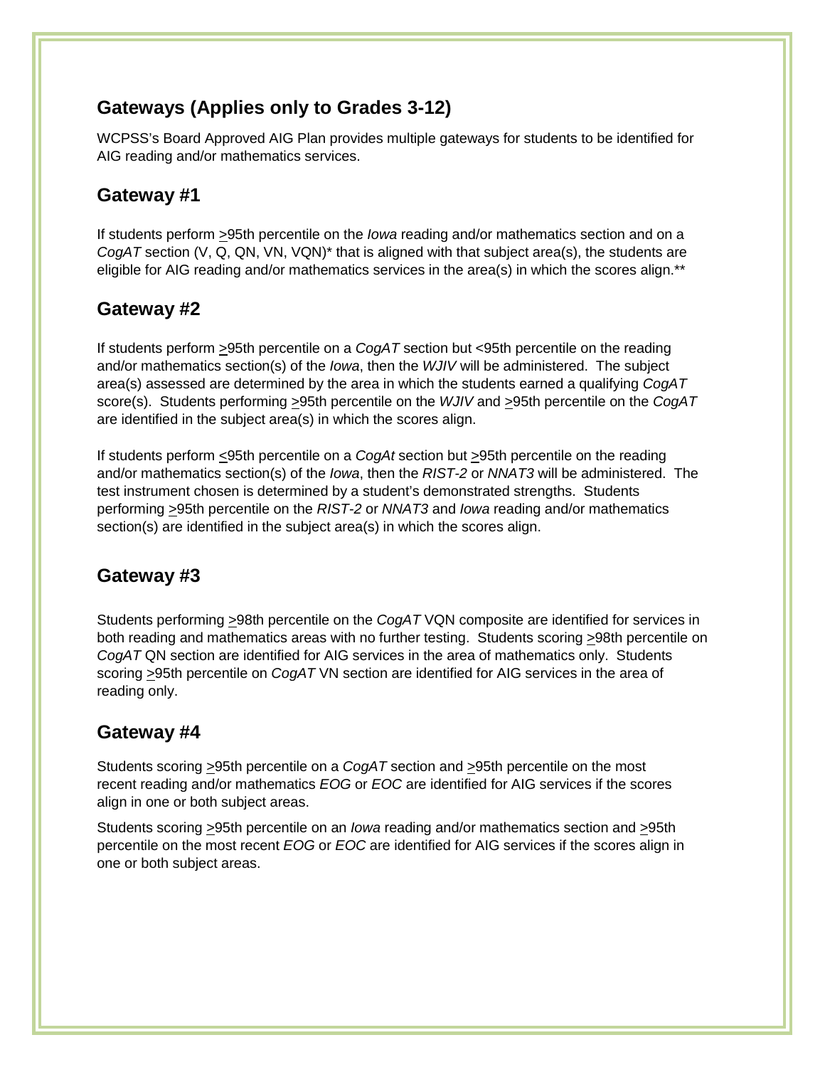## Gateways (Applies only to Grades 3-12)

WCPSS's Board Approved AIG Plan provides multiple gateways for students to be identified for AIG reading and/or mathematics services.

## Gateway #1

If students perform ≥95th percentile on the *Iowa* reading and/or mathematics section and on a *CogAT* section (V, Q, QN, VN, VQN)* that is aligned with that subject area(s), the students are eligible for AIG reading and/or mathematics services in the area(s) in which the scores align.**

## Gateway #2

If students perform ≥95th percentile on a *CogAT* section but <95th percentile on the reading and/or mathematics section(s) of the *Iowa*, then the *WJIV* will be administered. The subject area(s) assessed are determined by the area in which the students earned a qualifying *CogAT* score(s). Students performing ≥95th percentile on the *WJIV* and ≥95th percentile on the *CogAT* are identified in the subject area(s) in which the scores align.

If students perform ≤95th percentile on a *CogAt* section but ≥95th percentile on the reading and/or mathematics section(s) of the *Iowa*, then the *RIST-2* or *NNAT3* will be administered. The test instrument chosen is determined by a student's demonstrated strengths. Students performing ≥95th percentile on the *RIST-2* or *NNAT3* and *Iowa* reading and/or mathematics section(s) are identified in the subject area(s) in which the scores align.

## Gateway #3

Students performing ≥98th percentile on the *CogAT* VQN composite are identified for services in both reading and mathematics areas with no further testing. Students scoring ≥98th percentile on *CogAT* QN section are identified for AIG services in the area of mathematics only. Students scoring ≥95th percentile on *CogAT* VN section are identified for AIG services in the area of reading only.

## Gateway #4

Students scoring ≥95th percentile on a *CogAT* section and ≥95th percentile on the most recent reading and/or mathematics *EOG* or *EOC* are identified for AIG services if the scores align in one or both subject areas.

Students scoring ≥95th percentile on an *Iowa* reading and/or mathematics section and ≥95th percentile on the most recent *EOG* or *EOC* are identified for AIG services if the scores align in one or both subject areas.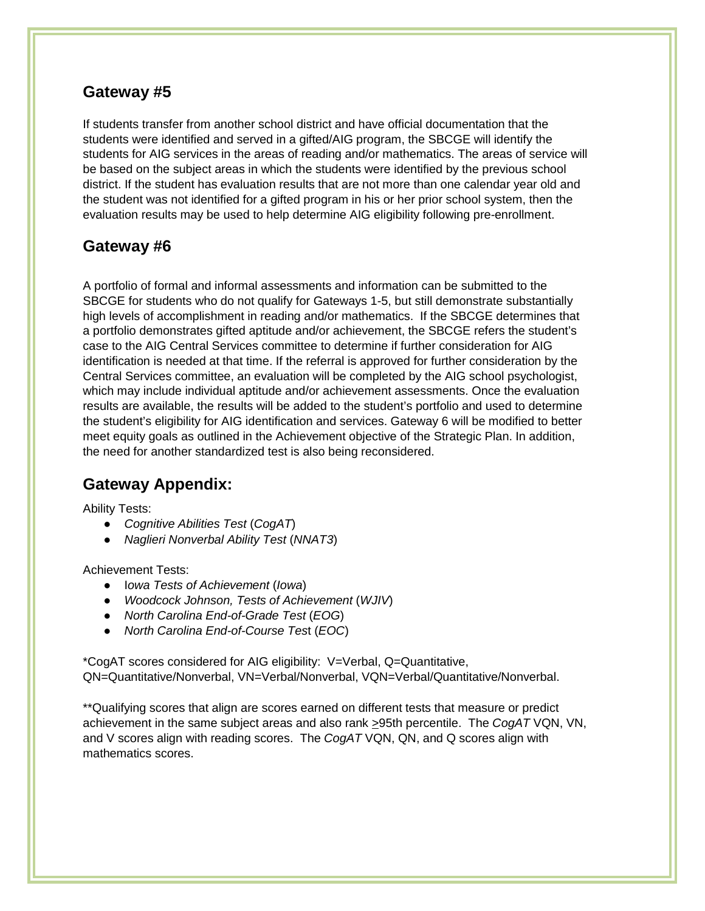## Gateway #5

If students transfer from another school district and have official documentation that the students were identified and served in a gifted/AIG program, the SBCGE will identify the students for AIG services in the areas of reading and/or mathematics. The areas of service will be based on the subject areas in which the students were identified by the previous school district. If the student has evaluation results that are not more than one calendar year old and the student was not identified for a gifted program in his or her prior school system, then the evaluation results may be used to help determine AIG eligibility following pre-enrollment.

## Gateway #6

A portfolio of formal and informal assessments and information can be submitted to the SBCGE for students who do not qualify for Gateways 1-5, but still demonstrate substantially high levels of accomplishment in reading and/or mathematics. If the SBCGE determines that a portfolio demonstrates gifted aptitude and/or achievement, the SBCGE refers the student's case to the AIG Central Services committee to determine if further consideration for AIG identification is needed at that time. If the referral is approved for further consideration by the Central Services committee, an evaluation will be completed by the AIG school psychologist, which may include individual aptitude and/or achievement assessments. Once the evaluation results are available, the results will be added to the student's portfolio and used to determine the student's eligibility for AIG identification and services. Gateway 6 will be modified to better meet equity goals as outlined in the Achievement objective of the Strategic Plan. In addition, the need for another standardized test is also being reconsidered.

## Gateway Appendix:

Ability Tests:

- *Cognitive Abilities Test* (*CogAT*)
- *Naglieri Nonverbal Ability Test* (*NNAT3*)

Achievement Tests:

- I*owa Tests of Achievement* (*Iowa*)
- *Woodcock Johnson, Tests of Achievement* (*WJIV*)
- *North Carolina End-of-Grade Test* (*EOG*)
- *North Carolina End-of-Course Tes*t (*EOC*)

*CogAT scores considered for AIG eligibility: V=Verbal, Q=Quantitative, QN=Quantitative/Nonverbal, VN=Verbal/Nonverbal, VQN=Verbal/Quantitative/Nonverbal.

**Qualifying scores that align are scores earned on different tests that measure or predict achievement in the same subject areas and also rank ≥95th percentile. The *CogAT* VQN, VN, and V scores align with reading scores. The *CogAT* VQN, QN, and Q scores align with mathematics scores.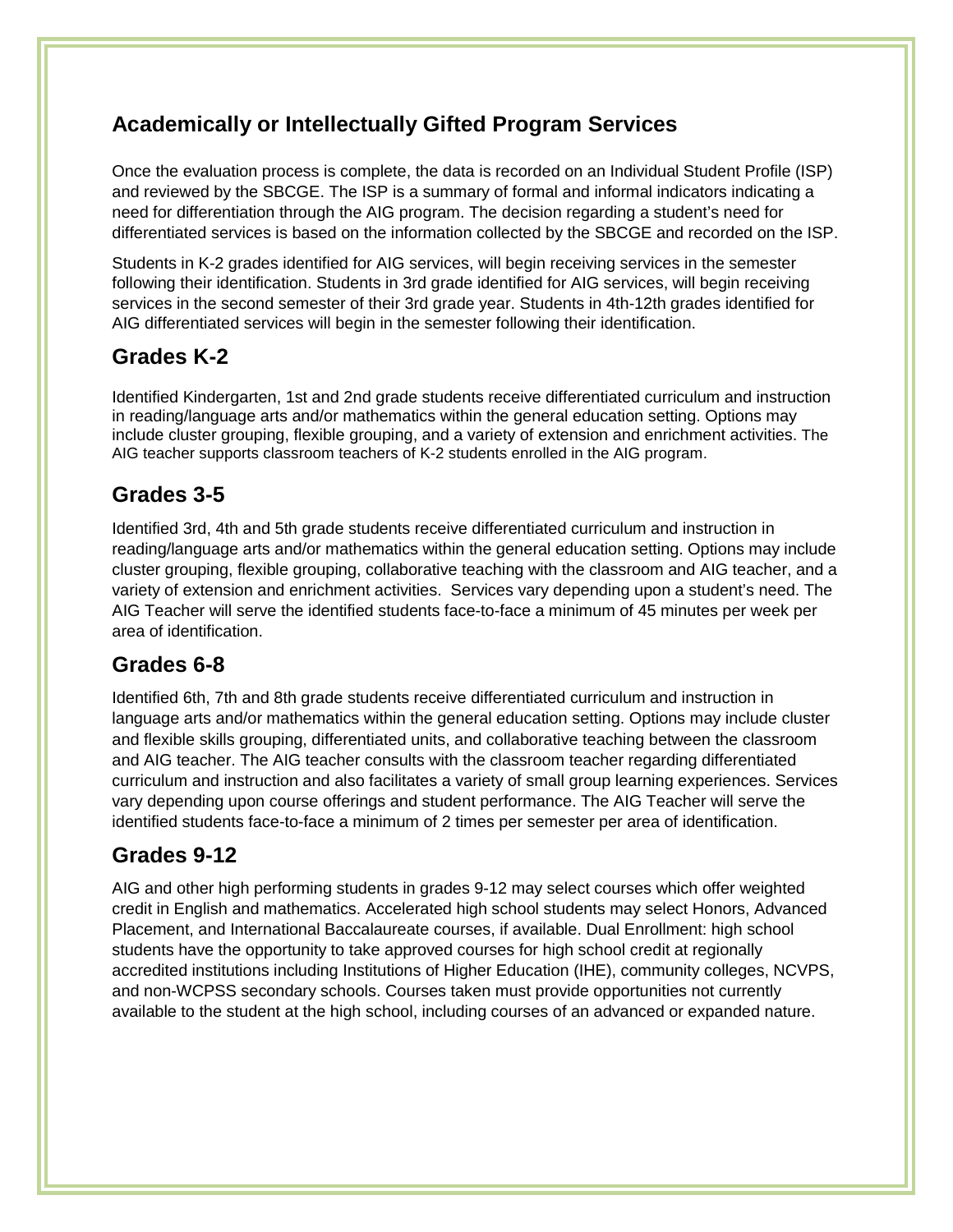## Academically or Intellectually Gifted Program Services

Once the evaluation process is complete, the data is recorded on an Individual Student Profile (ISP) and reviewed by the SBCGE. The ISP is a summary of formal and informal indicators indicating a need for differentiation through the AIG program. The decision regarding a student's need for differentiated services is based on the information collected by the SBCGE and recorded on the ISP.

Students in K-2 grades identified for AIG services, will begin receiving services in the semester following their identification. Students in 3rd grade identified for AIG services, will begin receiving services in the second semester of their 3rd grade year. Students in 4th-12th grades identified for AIG differentiated services will begin in the semester following their identification.

## Grades K-2

Identified Kindergarten, 1st and 2nd grade students receive differentiated curriculum and instruction in reading/language arts and/or mathematics within the general education setting. Options may include cluster grouping, flexible grouping, and a variety of extension and enrichment activities. The AIG teacher supports classroom teachers of K-2 students enrolled in the AIG program.

## Grades 3-5

Identified 3rd, 4th and 5th grade students receive differentiated curriculum and instruction in reading/language arts and/or mathematics within the general education setting. Options may include cluster grouping, flexible grouping, collaborative teaching with the classroom and AIG teacher, and a variety of extension and enrichment activities. Services vary depending upon a student's need. The AIG Teacher will serve the identified students face-to-face a minimum of 45 minutes per week per area of identification.

## Grades 6-8

Identified 6th, 7th and 8th grade students receive differentiated curriculum and instruction in language arts and/or mathematics within the general education setting. Options may include cluster and flexible skills grouping, differentiated units, and collaborative teaching between the classroom and AIG teacher. The AIG teacher consults with the classroom teacher regarding differentiated curriculum and instruction and also facilitates a variety of small group learning experiences. Services vary depending upon course offerings and student performance. The AIG Teacher will serve the identified students face-to-face a minimum of 2 times per semester per area of identification.

## Grades 9-12

AIG and other high performing students in grades 9-12 may select courses which offer weighted credit in English and mathematics. Accelerated high school students may select Honors, Advanced Placement, and International Baccalaureate courses, if available. Dual Enrollment: high school students have the opportunity to take approved courses for high school credit at regionally accredited institutions including Institutions of Higher Education (IHE), community colleges, NCVPS, and non-WCPSS secondary schools. Courses taken must provide opportunities not currently available to the student at the high school, including courses of an advanced or expanded nature.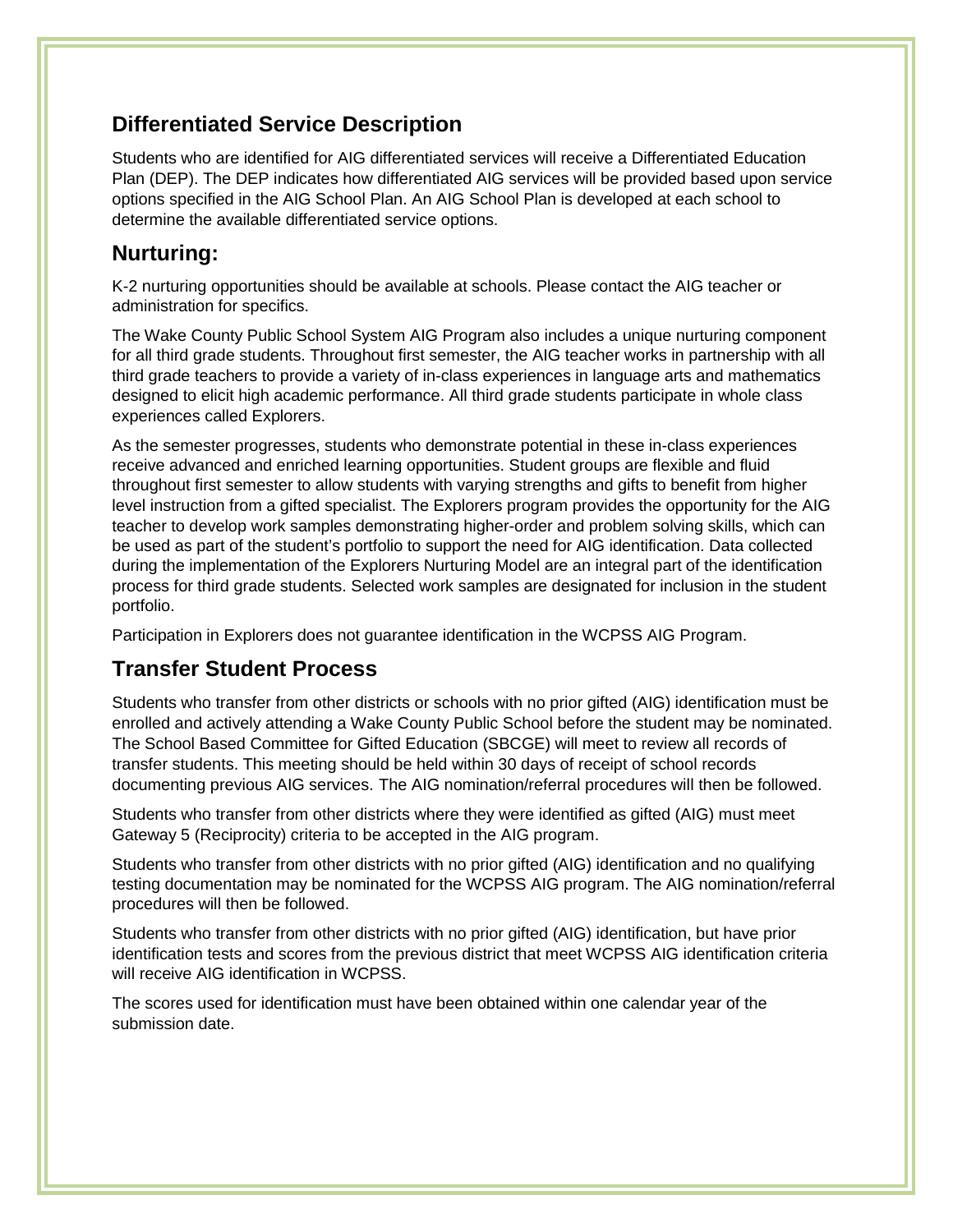## Differentiated Service Description

Students who are identified for AIG differentiated services will receive a Differentiated Education Plan (DEP). The DEP indicates how differentiated AIG services will be provided based upon service options specified in the AIG School Plan. An AIG School Plan is developed at each school to determine the available differentiated service options.

## Nurturing:

K-2 nurturing opportunities should be available at schools. Please contact the AIG teacher or administration for specifics.

The Wake County Public School System AIG Program also includes a unique nurturing component for all third grade students. Throughout first semester, the AIG teacher works in partnership with all third grade teachers to provide a variety of in-class experiences in language arts and mathematics designed to elicit high academic performance. All third grade students participate in whole class experiences called Explorers.

As the semester progresses, students who demonstrate potential in these in-class experiences receive advanced and enriched learning opportunities. Student groups are flexible and fluid throughout first semester to allow students with varying strengths and gifts to benefit from higher level instruction from a gifted specialist. The Explorers program provides the opportunity for the AIG teacher to develop work samples demonstrating higher-order and problem solving skills, which can be used as part of the student's portfolio to support the need for AIG identification. Data collected during the implementation of the Explorers Nurturing Model are an integral part of the identification process for third grade students. Selected work samples are designated for inclusion in the student portfolio.

Participation in Explorers does not guarantee identification in the WCPSS AIG Program.

## Transfer Student Process

Students who transfer from other districts or schools with no prior gifted (AIG) identification must be enrolled and actively attending a Wake County Public School before the student may be nominated. The School Based Committee for Gifted Education (SBCGE) will meet to review all records of transfer students. This meeting should be held within 30 days of receipt of school records documenting previous AIG services. The AIG nomination/referral procedures will then be followed.

Students who transfer from other districts where they were identified as gifted (AIG) must meet Gateway 5 (Reciprocity) criteria to be accepted in the AIG program.

Students who transfer from other districts with no prior gifted (AIG) identification and no qualifying testing documentation may be nominated for the WCPSS AIG program. The AIG nomination/referral procedures will then be followed.

Students who transfer from other districts with no prior gifted (AIG) identification, but have prior identification tests and scores from the previous district that meet WCPSS AIG identification criteria will receive AIG identification in WCPSS.

The scores used for identification must have been obtained within one calendar year of the submission date.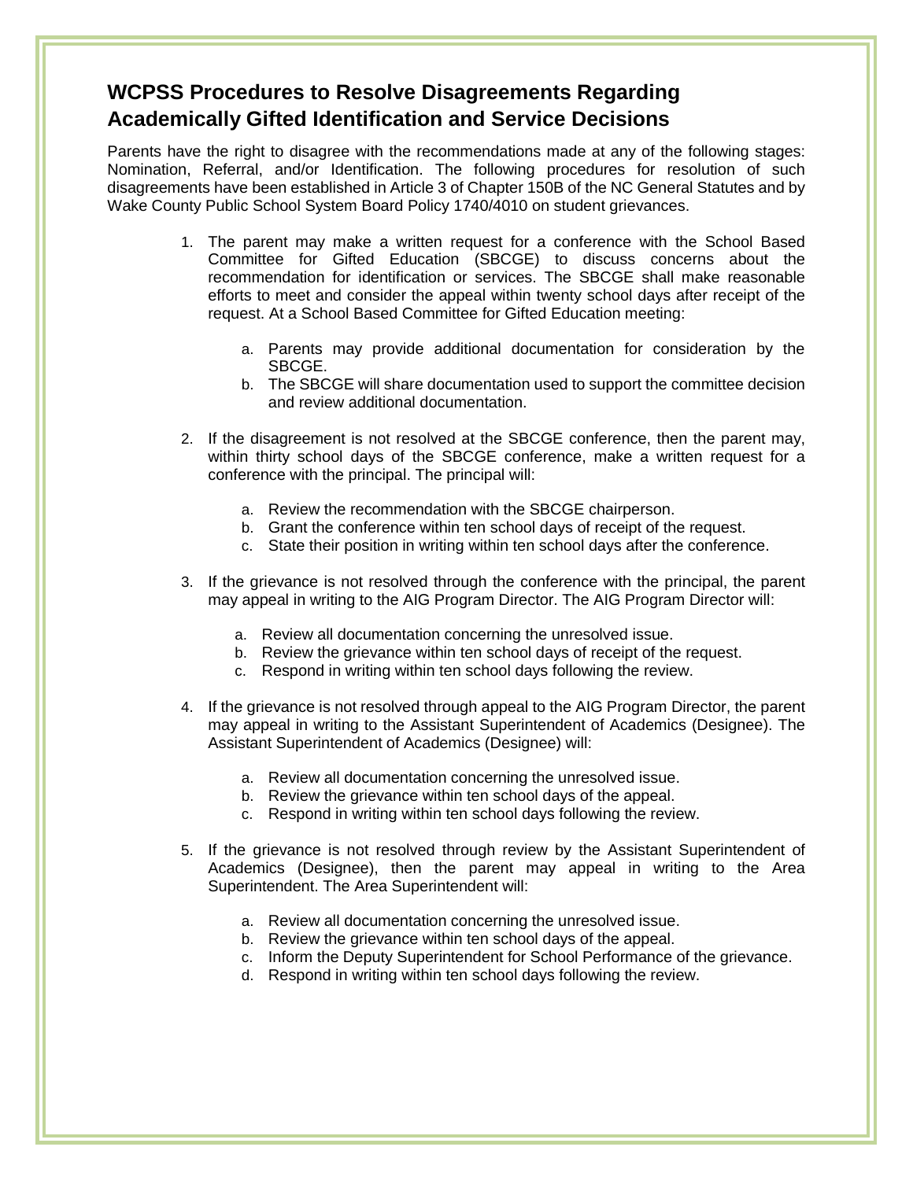# WCPSS Procedures to Resolve Disagreements Regarding Academically Gifted Identification and Service Decisions

Parents have the right to disagree with the recommendations made at any of the following stages: Nomination, Referral, and/or Identification. The following procedures for resolution of such disagreements have been established in Article 3 of Chapter 150B of the NC General Statutes and by Wake County Public School System Board Policy 1740/4010 on student grievances.

1. The parent may make a written request for a conference with the School Based Committee for Gifted Education (SBCGE) to discuss concerns about the recommendation for identification or services. The SBCGE shall make reasonable efforts to meet and consider the appeal within twenty school days after receipt of the request. At a School Based Committee for Gifted Education meeting:

   a. Parents may provide additional documentation for consideration by the SBCGE.
   b. The SBCGE will share documentation used to support the committee decision and review additional documentation.

2. If the disagreement is not resolved at the SBCGE conference, then the parent may, within thirty school days of the SBCGE conference, make a written request for a conference with the principal. The principal will:

   a. Review the recommendation with the SBCGE chairperson.
   b. Grant the conference within ten school days of receipt of the request.
   c. State their position in writing within ten school days after the conference.

3. If the grievance is not resolved through the conference with the principal, the parent may appeal in writing to the AIG Program Director. The AIG Program Director will:

   a. Review all documentation concerning the unresolved issue.
   b. Review the grievance within ten school days of receipt of the request.
   c. Respond in writing within ten school days following the review.

4. If the grievance is not resolved through appeal to the AIG Program Director, the parent may appeal in writing to the Assistant Superintendent of Academics (Designee). The Assistant Superintendent of Academics (Designee) will:

   a. Review all documentation concerning the unresolved issue.
   b. Review the grievance within ten school days of the appeal.
   c. Respond in writing within ten school days following the review.

5. If the grievance is not resolved through review by the Assistant Superintendent of Academics (Designee), then the parent may appeal in writing to the Area Superintendent. The Area Superintendent will:

   a. Review all documentation concerning the unresolved issue.
   b. Review the grievance within ten school days of the appeal.
   c. Inform the Deputy Superintendent for School Performance of the grievance.
   d. Respond in writing within ten school days following the review.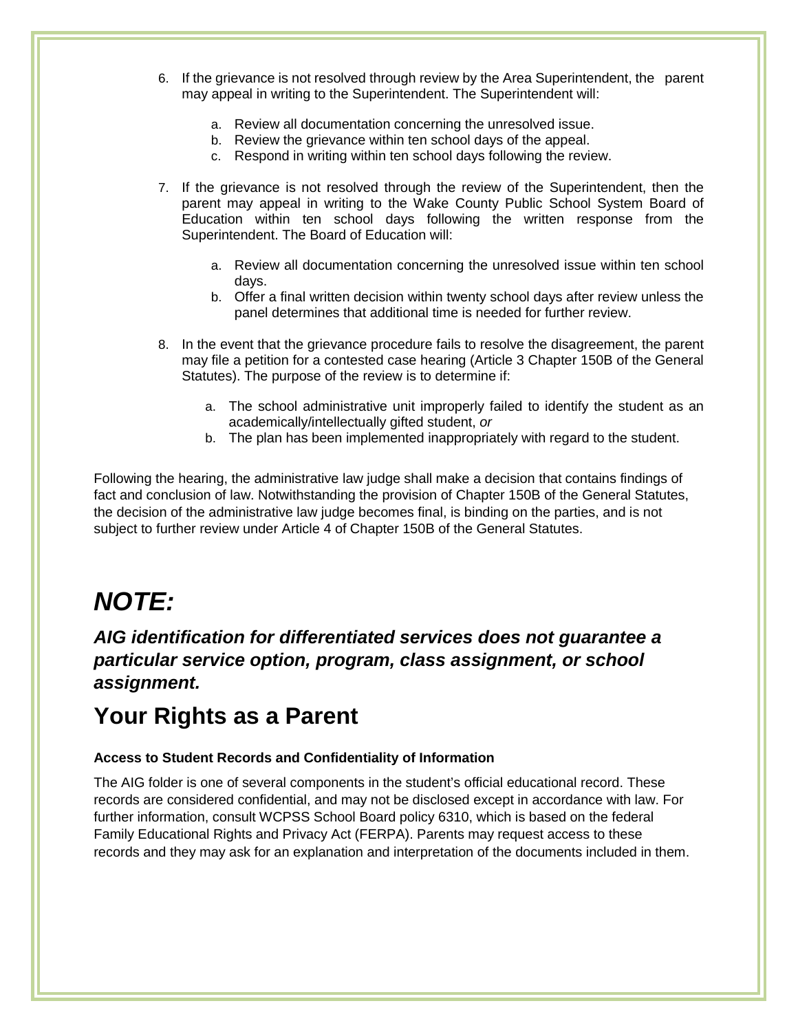6. If the grievance is not resolved through review by the Area Superintendent, the parent may appeal in writing to the Superintendent. The Superintendent will:

    a. Review all documentation concerning the unresolved issue.
    b. Review the grievance within ten school days of the appeal.
    c. Respond in writing within ten school days following the review.

7. If the grievance is not resolved through the review of the Superintendent, then the parent may appeal in writing to the Wake County Public School System Board of Education within ten school days following the written response from the Superintendent. The Board of Education will:

    a. Review all documentation concerning the unresolved issue within ten school days.
    b. Offer a final written decision within twenty school days after review unless the panel determines that additional time is needed for further review.

8. In the event that the grievance procedure fails to resolve the disagreement, the parent may file a petition for a contested case hearing (Article 3 Chapter 150B of the General Statutes). The purpose of the review is to determine if:

    a. The school administrative unit improperly failed to identify the student as an academically/intellectually gifted student, *or*
    b. The plan has been implemented inappropriately with regard to the student.

Following the hearing, the administrative law judge shall make a decision that contains findings of fact and conclusion of law. Notwithstanding the provision of Chapter 150B of the General Statutes, the decision of the administrative law judge becomes final, is binding on the parties, and is not subject to further review under Article 4 of Chapter 150B of the General Statutes.

# *NOTE:*

***AIG identification for differentiated services does not guarantee a particular service option, program, class assignment, or school assignment.***

# Your Rights as a Parent

**Access to Student Records and Confidentiality of Information**

The AIG folder is one of several components in the student's official educational record. These records are considered confidential, and may not be disclosed except in accordance with law. For further information, consult WCPSS School Board policy 6310, which is based on the federal Family Educational Rights and Privacy Act (FERPA). Parents may request access to these records and they may ask for an explanation and interpretation of the documents included in them.